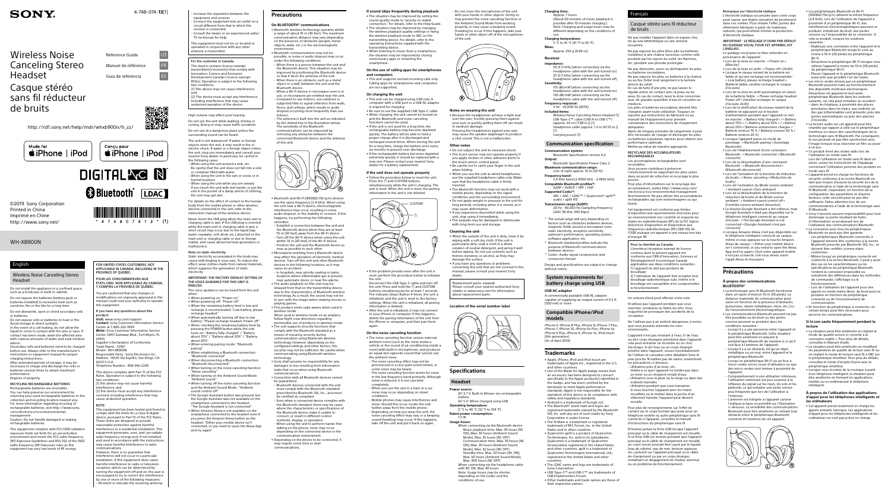SONY

4-748-074-13(1)

# Wireless Noise Canceling Stereo Headset

# Casque stéréo sans fil réducteur de bruits

Reference Guide US

Manuel de référence FR

Guía de referencia ES

http://rd1.sony.net/help/mdr/whxb900n/h_zz/

Made for iPhone | iPod

Conçu pour iPhone | iPod

DIGITAL NC N

Bluetooth LDAC

©2019 Sony Corporation
Printed in China
Imprimé en Chine
http://www.sony.net/

WH-XB900N

## English

### Wireless Noise Canceling Stereo Headset

Do not install the appliance in a confined space, such as a bookcase or built-in cabinet.

Do not expose the batteries (battery pack or batteries installed) to excessive heat such as sunshine, fire or the like for a long time.

Do not dismantle, open or shred secondary cells or batteries.

Do not expose cells or batteries to heat or fire. Avoid storage in direct sunlight.

In the event of a cell leaking, do not allow the liquid to come in contact with the skin or eyes. If contact has been made, wash the affected area with copious amounts of water and seek medical advice.

Secondary cells and batteries need to be charged before use. Always refer to the manufacturer's instructions or equipment manual for proper charging instructions.

After extended periods of storage, it may be necessary to charge and discharge the cells or batteries several times to obtain maximum performance.

Dispose of properly.

#### RECYCLING RECHARGEABLE BATTERIES

Rechargeable batteries are recyclable.
You can help preserve our environment by returning your used rechargeable batteries to the collection and recycling location nearest you.
For more information regarding recycling of rechargeable batteries, visit http://www.sony.com/electronics/eco/environmental-management

Caution: Do not handle damaged or leaking rechargeable batteries.

This equipment complies with FCC/ISED radiation exposure limits set forth for an uncontrolled environment and meets the FCC radio frequency (RF) Exposure Guidelines and RSS-102 of the ISED radio frequency (RF) Exposure rules as this equipment has very low levels of RF energy.

#### FOR UNITED STATES CUSTOMERS. NOT APPLICABLE IN CANADA, INCLUDING IN THE PROVINCE OF QUEBEC.

#### POUR LES CONSOMMATEURS AUX ÉTATS-UNIS. NON APPLICABLE AU CANADA, Y COMPRIS LA PROVINCE DE QUÉBEC.

You are cautioned that any changes or modifications not expressly approved in this manual could void your authority to operate this equipment.

#### If you have any questions about this product:

**Visit:** www.sony.com/support
**Contact:** Sony Customer Information Service Center at 1-800-222-7669
**Write:** Sony Customer Information Service Center 12451 Gateway Blvd., Fort Myers, FL 33913

Supplier's Declaration of Conformity
Trade Name : SONY
Model : WH-XB900N
Responsible Party : Sony Electronics Inc.
Address : 16535 Via Esprillo, San Diego, CA 92127 U.S.A.
Telephone Number : 858-942-2230

This device complies with Part 15 of the FCC Rules. Operation is subject to the following two conditions:
(1) this device may not cause harmful interference, and
(2) this device must accept any interference received, including interference that may cause undesired operation.

#### NOTE:

This equipment has been tested and found to comply with the limits for a Class B digital device, pursuant to Part 15 of the FCC Rules. These limits are designed to provide reasonable protection against harmful interference in a residential installation. This equipment generates, uses, and can radiate radio frequency energy and, if not installed and used in accordance with the instructions, may cause harmful interference to radio communications.

However, there is no guarantee that interference will not occur in a particular installation. If this equipment does cause harmful interference to radio or television reception, which can be determined by turning the equipment off and on, the user is encouraged to try to correct the interference by one or more of the following measures:

– Reorient or relocate the receiving antenna.
– Increase the separation between the equipment and receiver.
– Connect the equipment into an outlet on a circuit different from that to which the receiver is connected.
– Consult the dealer or an experienced radio/TV technician for help.

This equipment must not be co-located or operated in conjunction with any other antenna or transmitter.

#### For the customer in Canada

This device contains licence-exempt transmitter(s)/receiver(s) that comply with Innovation, Science and Economic Development Canada's licence-exempt RSS(s). Operation is subject to the following two conditions:
(1) This device may not cause interference; and
(2) This device must accept any interference, including interference that may cause undesired operation of the device.

High volume may affect your hearing.

Do not use the unit while walking, driving or cycling. Doing so may cause traffic accidents.

Do not use at a dangerous place unless the surrounding sound can be heard.

The unit is not waterproof. If water or foreign objects enter the unit, it may result in fire or electric shock. If water or a foreign object enters the unit, stop use immediately and consult your nearest Sony dealer. In particular, be careful in the following cases.

– When using the unit around a sink, etc. Be careful that the unit does not fall into a sink or container filled with water.
– When using the unit in the rain or snow, or in humid locations
– When using the unit while you are sweaty. If you touch the unit with wet hands, or put the unit in the pocket of a damp article of clothing, the unit may get wet.

For details on the effect of contact to the human body from the mobile phone or other wireless devices connected to the unit, refer to the instruction manual of the wireless device.

Never insert the USB plug when the main unit or charging cable is wet. If the USB plug is inserted while the main unit or charging cable is wet, a short circuit may occur due to the liquid (tap water, seawater, soft drink, etc.) attached to the main unit or charging cable or due to foreign matter, and cause abnormal heat generation or malfunction.

#### Note on static electricity

Static electricity accumulated in the body may cause mild tingling in your ears. To reduce the effect, wear clothes made from natural materials, which suppress the generation of static electricity.

#### IMPORTANT: THE FACTORY DEFAULT SETTING OF THE VOICE GUIDANCE FOR THIS UNIT IS ENGLISH.

The voice guidance can be heard from the unit when:

- When powering on: "Power on"
- When powering off: "Power off"
- When the remaining battery level is low and recharge is recommended: "Low battery, please recharge headset"
- When automatically turning off due to low battery: "Please recharge headset. Power off"
- When checking the remaining battery level by pressing the POWER button while the unit turns on: "Battery fully charged" / "Battery about 70%" / "Battery about 50%" / "Battery about 20%"
- When entering pairing mode: "Bluetooth pairing"
- When establishing a Bluetooth connection: "Bluetooth connected"
- When disconnecting a Bluetooth connection: "Bluetooth disconnected"
- When turning on the noise canceling function: "Noise canceling"
- When turning on the Ambient Sound Mode: "Ambient sound"
- When turning off the noise canceling function and the Ambient Sound Mode: "Ambient sound control off"
- The Google Assistant button was pressed, but the Google Assistant was not available on the smartphone connected to the headset: "The Google Assistant is not connected"
- When Amazon Alexa is not available on the smartphone connected to the headset even if you press the Amazon Alexa button on the headset: "Either your mobile device isn't connected; or you need to open the Alexa App and try again"

## Precautions

### On BLUETOOTH® communications

- Bluetooth wireless technology operates within a range of about 10 m (30 feet). Maximum communication distance may vary depending on the presence of obstacles (people, metal objects, walls, etc.) or the electromagnetic environment.
- Bluetooth communications may not be possible, or noise or audio dropout may occur under the following conditions:
  - When there is a person between the unit and the Bluetooth device. This situation may be improved by positioning the Bluetooth device so that it faces the antenna of the unit.
  - When there is an obstacle, such as a metal object or a wall, between the unit and the Bluetooth device.
  - When a Wi-Fi device or microwave oven is in use, or microwaves are emitted near the unit.
  - Compared to use indoors, use outdoors is subjected little to signal reflection from walls, floors, and ceilings, which results in audio dropout occurring more frequently than use indoors.
  - The antenna is built into the unit as indicated by the dotted line in the illustration below. The sensitivity of the Bluetooth communications can be improved by removing any obstacles between the connected Bluetooth device and the antenna of this unit.

- Bluetooth and Wi-Fi (IEEE802.11b/g/n) devices use the same frequency (2.4 GHz). When using the unit near a Wi-Fi device, electromagnetic interference may occur, resulting in noise, audio dropout, or the inability to connect. If this happens, try performing the following remedies:
  - Establish a connection between the unit and the Bluetooth device when they are at least 10 m (30 feet) away from the Wi-Fi device.
  - Turn off the Wi-Fi device when using the unit within 10 m (30 feet) of the Wi-Fi device.
  - Position the unit and the Bluetooth device as near as possible to each other.
- Microwaves emitting from a Bluetooth device may affect the operation of electronic medical devices. Turn off this unit and other Bluetooth devices in the following locations, as it may cause an accident:
  - in hospitals, near priority seating in trains, locations where inflammable gas is present, near automatic doors, or near fire alarms.
- The audio playback on this unit may be delayed from that on the transmitting device, due to the characteristics of Bluetooth wireless technology. As a result, the sound may not be in sync with the image when viewing movies or playing games.
- This product emits radio waves when used in wireless mode.
  When used in wireless mode on an airplane, follow flight crew directions regarding permissible use of products in wireless mode.
- The unit supports security functions that comply with the Bluetooth standard to provide a means of ensuring security during communication using Bluetooth wireless technology. However, depending on the configured settings and other factors, this security may not be sufficient. Be careful when communicating using Bluetooth wireless technology.
- Sony shall assume no responsibility for any damages or loss resulting from information leaks that occur when using Bluetooth communications.
- Connection with all Bluetooth devices cannot be guaranteed.
  - Bluetooth devices connected with the unit must comply with the Bluetooth standard prescribed by Bluetooth SIG, Inc., and must be certified as compliant.
  - Even when a connected device complies with the Bluetooth standard, there may be cases where the characteristics or specifications of the Bluetooth device make it unable to connect, or result in different control methods, display, or operation.
  - When using the unit to perform hands-free talking on the phone, noise may occur depending on the connected device or the communication environment.
- Depending on the device to be connected, it may require some time to start communications.

### If sound skips frequently during playback

- The situation may be improved by setting the sound quality mode to "priority on stable connection." For details, refer to the Help Guide.
- The situation may be improved by changing the wireless playback quality settings or fixing the wireless playback mode to SBC on the transmitting device. For details, refer to the operating instructions supplied with the transmitting device.
- When listening to music from a smartphone, the situation may be improved by closing unnecessary apps or restarting the smartphone.

### On the use of calling apps for smartphones and computers

- This unit supports normal incoming calls only. Calling apps for smartphones and computers are not supported.

### On charging the unit

- This unit can be charged using USB only. A computer with a USB port or a USB AC adaptor is required for charging.
- Be sure to use the supplied USB Type-C cable.
- When charging, the unit cannot be turned on and the Bluetooth and noise canceling functions cannot be used.
- If the unit is not used for a long time, the rechargeable battery may become depleted quickly. The battery will be able to hold a proper charge after it is discharged and recharged several times. When storing the unit for a long time, charge the battery once every six months to prevent over-discharge.
- If the rechargeable battery becomes depleted extremely quickly, it should be replaced with a new one. Please contact your nearest Sony dealer for a battery replacement.

### If the unit does not operate properly

- Follow the procedure below to reset the unit. Press the ⏻ and CUSTOM buttons simultaneously while the unit is charging. The unit is reset. When the unit is reset, the pairing information in the unit is not deleted.

- If the problem persists even after the unit is reset, perform the procedure below to initialize the unit.
  Disconnect the USB Type-C cable and turn off the unit. Press and hold the ⏻ and CUSTOM buttons simultaneously for at least 7 seconds. The indicator (blue) flashes 4 times, the unit is initialized, and the unit is reset to the factory settings. When the unit is initialized, all pairing information is deleted.
- After the unit is initialized, it may not connect to your iPhone or computer. If this happens, delete the pairing information of the unit from the iPhone or computer, and then pair them again.

### On the noise canceling function

- The noise canceling function senses external ambient noise (such as the noise inside a vehicle or the sound of air conditioning inside a room) with built-in microphones, and produces an equal-but-opposite sound that cancels out the ambient noise.
  - The noise canceling effect may not be pronounced in a very quiet environment, or some noise may be heard.
  - The noise canceling function works for noise in the low frequency band primarily. Although noise is reduced, it is not canceled completely.
  - When you use the unit in a train or a car, noise may occur depending on street conditions.
  - Mobile phones may cause interference and noise. Should this occur, locate the unit further away from the mobile phone.
  - Depending on how you wear the unit, the noise canceling effect may vary or a beeping sound (howling) may occur. If this happens, take off the unit and put it back on again.
  - Do not cover the microphones of the unit with your hands or other objects. Doing so may prevent the noise canceling function or the Ambient Sound Mode from working properly, or may cause a beeping sound (howling) to occur. If this happens, take your hands or other object off of the microphones of the unit.

### Notes on wearing the unit

- Because the headphones achieve a tight seal over the ears, forcibly pressing them against your ears or quickly pulling them off can result in eardrum damage.
  Pressing the headphones against your ears may cause the speaker diaphragm to produce a click sound. This is not a malfunction.

### Other notes

- Do not subject the unit to excessive shock.
- The touch sensor may not operate properly if you apply stickers or other adhesive items to the touch sensor control panel.
- Be careful not to catch your finger in the unit when folding.
- When you use the unit as wired headphones, use the supplied headphone cable only. Make sure that the headphone cable is firmly inserted.
- The Bluetooth function may not work with a mobile phone, depending on the signal conditions and the surrounding environment.
- Do not apply weight or pressure to the unit for long periods, including when it is stored, as it may cause deformation.
- If you experience discomfort while using the unit, stop using it immediately.
- The earpads may be damaged or deteriorate with long-term use and storage.

### Cleaning the unit

- When the outside of the unit is dirty, clean it by wiping with a soft dry cloth. If the unit is particularly dirty, soak a cloth in a dilute solution of neutral detergent, and wring it well before wiping. Do not use solvents such as thinner, benzene, or alcohol, as they may damage the surface.
- If you have any questions or problems concerning this unit that are not covered in this manual, please consult your nearest Sony dealer.

Replacement parts: earpads
Please consult your nearest authorized Sony retailer or www.sony.com for information about replacement parts.

### Location of the serial number label

## Specifications

### Headset

**Power source:**
DC 3.7 V: Built-in lithium-ion rechargeable battery
DC 5 V: When charged using USB

**Operating temperature:**
0 °C to 40 °C (32 °F to 104 °F)

**Rated power consumption:**
1.5 W

**Usage hours:**
When connecting via the Bluetooth device
Music playback time: Max. 30 hours (NC ON), Max. 35 hours (Ambient Sound Mode), Max. 35 hours (NC OFF)
Communication time: Max. 30 hours (NC ON), Max. 30 hours (Ambient Sound Mode), Max. 32 hours (NC OFF)
Standby time: Max. 50 hours (NC ON), Max. 50 hours (Ambient Sound Mode), Max. 300 hours (NC OFF)
When connecting via the headphone cable with NC ON: Max. 40 hours
Note: Usage hours may be shorter depending on the Codec and the conditions of use.

**Charging time:**
Approx. 7 hours
(About 60 minutes of music playback is possible after 10 minutes charging.)
Note: Charging and usage hours may be different depending on the conditions of use.

**Charging temperature:**
5 °C to 35 °C (41 °F to 95 °F)

**Mass:**
Approx. 254 g (8.96 oz)

### Receiver

**Impedance:**
50 Ω (1 kHz) (when connecting via the headphone cable with the unit turned on)
25 Ω (1 kHz) (when connecting via the headphone cable with the unit turned off)

**Sensitivity:**
101 dB/mW (when connecting via the headphone cable with the unit turned on)
103 dB/mW (when connecting via the headphone cable with the unit turned off)

**Frequency response:**
3 Hz - 20,000 Hz (JEITA)

**Included items:**
Wireless Noise Canceling Stereo Headset (1)
USB Type-C™ cable (USB-A to USB-C™) (approx. 20 cm (7.88 in.)) (1)
Headphone cable (approx. 1.2 m (47.25 in.)) (1)
Carrying pouch (1)

### Communication specification

**Communication system:**
Bluetooth Specification version 4.2

**Output:**
Bluetooth Specification Power Class 2

**Maximum communication range:**
Line of sight approx. 10 m (30 ft)[1]

**Frequency band:**
2.4 GHz band (2.4000 GHz - 2.4835 GHz)

**Compatible Bluetooth profiles[2]:**
A2DP / AVRCP / HFP / HSP

**Supported Codec[3]:**
SBC / AAC / LDAC™ / Qualcomm® aptX™ audio / aptX HD

**Transmission range (A2DP):**
20 Hz - 40,000 Hz (Sampling frequency LDAC 96 kHz, 990 kbps)

[1] The actual range will vary depending on factors such as obstacles between devices, magnetic fields around a microwave oven, static electricity, reception sensitivity, antenna's performance, operating system, software application, etc.

[2] Bluetooth standard profiles indicate the purpose of Bluetooth communications between devices.

[3] Codec: Audio signal compression and conversion format

Design and specifications are subject to change without notice.

### System requirements for battery charge using USB

#### USB AC adaptor

A commercially available USB AC adaptor capable of supplying an output current of 0.5 A (500 mA) or more

### Compatible iPhone/iPod models

iPhone X, iPhone 8 Plus, iPhone 8, iPhone 7 Plus, iPhone 7, iPhone SE, iPhone 6s Plus, iPhone 6s, iPhone 6 Plus, iPhone 6, iPhone 5s, iPod touch (6th generation)
(As of April 2019)

### Trademarks

- Apple, iPhone, iPod and iPod touch are trademarks of Apple Inc., registered in the U.S. and other countries.
- Use of the Made for Apple badge means that an accessory has been designed to connect specifically to the Apple product(s) identified in the badge, and has been certified by the developer to meet Apple performance standards. Apple is not responsible for the operation of this device or its compliance with safety and regulatory standards.
- Android is a trademark of Google LLC.
- The Bluetooth® word mark and logos are registered trademarks owned by the Bluetooth SIG, Inc. and any use of such marks by Sony Corporation is under license.
- The N-Mark is a trademark or registered trademark of NFC Forum, Inc. in the United States and in other countries.
- Qualcomm aptX is a product of Qualcomm Technologies, Inc. and/or its subsidiaries. Qualcomm is a trademark of Qualcomm Incorporated, registered in the United States and other countries. aptX is a trademark of Qualcomm Technologies International, Ltd., registered in the United States and other countries.
- The LDAC name and logo are trademarks of Sony Corporation.
- USB Type-C™ and USB-C™ are trademarks of USB Implementers Forum.
- Other trademarks and trade names are those of their respective owners.

## Français

### Casque stéréo sans fil réducteur de bruits

Ne pas installer l'appareil dans un espace clos, tel qu'une bibliothèque ou une armoire encastrée.

Ne pas exposer les piles (bloc-pile ou batteries installées) à une chaleur excessive comme celle produite par les rayons du soleil, les flammes, etc. pendant une période prolongée.

Ne pas démonter, ouvrir ou déchiqueter les piles ou batteries secondaires.

Ne pas exposer les piles ou batteries à la chaleur ou au feu. Éviter tout rangement à la lumière directe du soleil.

En cas de fuite d'une pile, ne pas laisser le liquide entrer en contact avec la peau ou les yeux. En cas de contact, laver la zone concernée avec de grandes quantités d'eau et consulter un médecin.

Les piles et batteries secondaires doivent être chargées avant toute utilisation. Toujours se reporter aux instructions du fabricant ou au manuel de l'équipement pour prendre connaissance des instructions de chargement adéquates.

Après de longues périodes de rangement, il peut être nécessaire de charger et décharger les piles ou batteries à plusieurs reprises pour obtenir une performance optimale.

Mettre au rebut de manière appropriée.

#### RECYCLAGE DES ACCUMULATEURS RECHARGEABLES

Les accumulateurs rechargeables sont recyclables.
Vous pouvez contribuer à préserver l'environnement en rapportant les piles usées dans un point de collection et recyclage le plus proche.
Pour plus d'informations sur le recyclage des accumulateurs, visitez http://www.sony.com/electronics/eco/environmental-management
Avertissement: Ne pas utiliser des accumulateurs rechargeables qui sont endommagés ou qui fuient.

Cet équipement est conforme aux limites d'exposition aux rayonnements énoncées pour un environnement non contrôlé et respecte les règles les radioélectriques (RF) de la FCC lignes directrices d'exposition et d'exposition aux fréquences radioélectriques (RF) CNR-102 de l'ISDE puisque cet appareil a une niveau très bas d'énergie RF.

#### Pour la clientèle au Canada

L'émetteur/récepteur exempt de licence contenu dans le présent appareil est conforme aux CNR d'Innovation, Sciences et Développement économique Canada applicables aux appareils radio exempts de licence. L'exploitation est autorisée aux deux conditions suivantes :
1) L'appareil ne doit pas produire de brouillage;
2) L'utilisateur de l'appareil doit accepter tout brouillage radioélectrique subi, même si le brouillage est susceptible d'en compromettre le fonctionnement.

Un volume élevé peut affecter votre ouïe.

N'utilisez pas l'appareil pendant que vous marchez, conduisez ou faites du vélo. Vous risqueriez de provoquer des accidents de la circulation.

Ne l'utilisez pas à un endroit dangereux, à moins que vous puissiez entendre les sons environnants.

L'appareil n'est pas résistant à l'eau. Si de l'eau ou des corps étrangers pénètrent dans l'appareil, cela peut entraîner un incendie ou un choc électrique. Si de l'eau ou un corps étranger pénètre dans l'appareil, cessez immédiatement de l'utiliser et consultez votre détaillant Sony le plus proche. N'oubliez pas de faire attention, notamment, dans les cas suivants.

– Utilisation près d'un évier, etc.
Veillez à ce que l'appareil ne tombe pas dans un évier ou un récipient rempli d'eau.
– Utilisation sous la pluie ou la neige ou dans des endroits humides
– Utilisation pendant que vous transpirez
Si vous touchez l'appareil avec les mains mouillées ou le mettez dans la poche d'un vêtement humide, l'appareil peut devenir mouillé.

Pour plus de renseignements sur l'effet du contact sur le corps humain que peut avoir un téléphone mobile ou autre périphérique sans fil connecté à l'appareil, consultez le manuel d'instructions du périphérique sans fil.

N'insérez jamais la fiche USB lorsque l'appareil principal ou le câble de chargement est mouillé. Si la fiche USB est insérée pendant que l'appareil principal ou le câble de chargement est mouillé, un court-circuit pourrait être causé par le liquide (eau du robinet, eau de mer, boisson gazeuse, etc.) présent sur l'appareil principal ou le câble de chargement ou par un corps étranger, entraînant un dégagement de chaleur anormal ou un problème de fonctionnement.

#### Remarque sur l'électricité statique

L'électricité statique accumulée dans votre corps peut causer une légère sensation de picotement dans vos oreilles. Pour réduire l'effet, portez des vêtements fabriqués à partir de matériaux naturels, qui préviennent l'accumulation d'électricité statique.

#### IMPORTANT : LE RÉGLAGE D'USINE PAR DÉFAUT DU GUIDAGE VOCAL POUR CET APPAREIL EST L'ANGLAIS.

Le guidage vocal peut se faire entendre en provenance de l'appareil :

- Lors de la mise en marche : « Power on » (Marche)
- Lors de la mise en arrêt : « Power off » (Arrêt)
- Lorsque le niveau restant de la batterie est faible et qu'une recharge est recommandée : « Low battery, please recharge headset » (Batterie faible; veuillez recharger le casque d'écoute)
- Lors de la mise en arrêt automatique en raison de la batterie faible : « Please recharge headset. Power off » (Veuillez recharger le casque d'écoute. Arrêt)
- Lors de la vérification du niveau restant de la batterie en appuyant sur le bouton d'alimentation pendant que l'appareil se met en marche : « Battery fully charged » / « Battery about 70% » / « Battery about 50% » / « Battery about 20% » (Batterie entièrement chargée / Batterie environ 70 % / Batterie environ 50 % / Batterie environ 20 %)
- Lorsque l'appareil passe en mode de jumelage : « Bluetooth pairing » (Jumelage Bluetooth)
- Lors de l'établissement d'une connexion Bluetooth : « Bluetooth connected » (Bluetooth connecté)
- Lors de la désactivation d'une connexion Bluetooth : « Bluetooth disconnected » (Bluetooth déconnecté)
- Lors de l'activation de la fonction de réduction de bruits : « Noise canceling » (Réduction de bruits)
- Lors de l'activation du Mode sonore ambiant : « Ambient sound » (Son ambiant)
- Lors de la désactivation de la fonction de réduction de bruits et du Mode sonore ambiant : « Ambient sound control off » (Contrôle sonore ambiant désactivé)
- Le bouton Google Assistant a été enfoncé, mais Google Assistant n'était pas disponible sur le téléphone intelligent connecté au casque d'écoute : « The Google Assistant is not connected » (Google Assistant n'est pas connecté)
- Lorsque Amazon Alexa n'est pas disponible sur le téléphone intelligent connecté au casque, même si vous appuyez sur le bouton Amazon Alexa du casque : « Either your mobile device isn't connected; or you need to open the Alexa App and try again » (Soit votre appareil mobile n'est pas connecté, soit vous devez ouvrir l'appli Alexa et réessayer)

## Précautions

### À propos des communications BLUETOOTH®

- La technologie sans fil Bluetooth fonctionne dans un rayon d'environ 10 m (30 pieds). La distance maximale de communication peut varier en fonction de la présence d'obstacles (personnes, objets métalliques, murs, etc.) ou de l'environnement électromagnétique.
- Les communications Bluetooth peuvent ne pas être possibles ou du bruit ou des pertes sonores peuvent se produire dans les conditions suivantes :
  – Lorsqu'il y a une personne entre l'appareil et le périphérique Bluetooth. Cette situation peut être améliorée en plaçant le périphérique Bluetooth de manière à ce qu'il soit face à l'antenne de l'appareil.
  – Lorsqu'il y a un obstacle, tel qu'un objet métallique ou un mur, entre l'appareil et le périphérique Bluetooth.
  – Lorsqu'un périphérique Wi-Fi ou un four à micro-ondes est en cours d'utilisation ou que des micro-ondes sont émises à proximité de l'appareil.
  – Comparativement à une utilisation intérieure, l'utilisation extérieure est peu soumise à la réflexion du signal sur les murs, les sols et les plafonds, ce qui entraîne une perte sonore plus fréquente que lors de l'utilisation à l'intérieur.
  – L'antenne est intégrée à l'appareil comme l'indique la ligne en pointillé sur l'illustration ci-dessus. La sensibilité des communications Bluetooth peut être améliorée en retirant tout obstacle entre le périphérique Bluetooth connecté et l'antenne de cet appareil.
- Les périphériques Bluetooth et Wi-Fi (IEEE802.11b/g/n) utilisent la même fréquence (2,4 GHz). Lors de l'utilisation de l'appareil à proximité d'un périphérique Wi-Fi, des interférences électromagnétiques peuvent se produire, entraînant du bruit, des pertes sonores ou l'impossibilité de se connecter. Si cela se produit, essayez les solutions suivantes :
  – Établissez une connexion entre l'appareil et le périphérique Bluetooth lorsqu'ils sont au moins à 10 m (30 pieds) du périphérique Wi-Fi.
  – Désactivez le périphérique Wi-Fi lorsque vous utilisez l'appareil à moins de 10 m (30 pieds) du périphérique Wi-Fi.
  – Placez l'appareil et le périphérique Bluetooth aussi près que possible l'un de l'autre.
- Les micro-ondes émises par un périphérique Bluetooth peuvent nuire au fonctionnement des dispositifs médicaux électroniques. Désactivez cet appareil et tout autre périphérique Bluetooth dans les endroits suivants, car cela peut entraîner un accident :
  – dans les hôpitaux, à proximité des sièges prioritaires dans les trains, aux endroits où des gaz inflammables sont présents, près des portes automatiques ou près des alarmes d'incendie.
- La lecture audio sur cet appareil peut être retardée par rapport à celle sur le périphérique émetteur en raison des caractéristiques de la technologie sans fil Bluetooth. Par conséquent, le son pourrait ne pas être synchronisé avec l'image lorsque vous visionnez un film ou jouez à un jeu.
- Ce produit émet des ondes radio lors de l'utilisation en mode sans fil.
  Lors de l'utilisation en mode sans fil dans un avion, suivez les instructions de l'équipage concernant l'utilisation permise des produits en mode sans fil.
- L'appareil prend en charge les fonctions de sécurité conformes à la norme Bluetooth en tant que moyens d'assurer la sécurité lors de la communication à l'aide de la technologie sans fil Bluetooth. Cependant, en fonction de la configuration des paramètres et d'autres facteurs, cette sécurité peut ne pas être suffisante. Faites attention lors de vos communications à l'aide de la technologie sans fil Bluetooth.
- Sony n'assume aucune responsabilité pour tout dommage ou perte résultant de fuites d'informations se produisant lors de l'utilisation des communications Bluetooth.
- La connexion avec tous les périphériques Bluetooth ne peut pas être garantie.
  – Les périphériques Bluetooth connectés à l'appareil doivent être conformes à la norme Bluetooth prescrite par Bluetooth SIG, Inc., et doivent être certifiés comme étant conformes.
  – Même lorsqu'un périphérique connecté est conforme à la norme Bluetooth, il peut y avoir des cas où les caractéristiques ou les spécifications du périphérique Bluetooth rendent la connexion impossible ou entraînent des différences dans les méthodes de commande, l'affichage ou le fonctionnement.
  – Lors de l'utilisation de l'appareil pour des appels en mode mains libres, du bruit peut se produire en fonction du périphérique connecté ou de l'environnement de communication.
- En fonction du périphérique à connecter, un certain temps peut être nécessaire pour amorcer les communications.

### Si le son saute fréquemment pendant la lecture

- La situation peut être améliorée en réglant le mode de qualité sonore à « priorité à la connexion stable ». Pour plus de détails, consultez le Manuel d'aide.
- La situation peut être améliorée en modifiant les paramètres de qualité de lecture sans fil ou en réglant le mode de lecture sans fil à SBC sur le périphérique émetteur. Pour plus de détails, consultez le mode d'emploi fourni avec le périphérique émetteur.
- Lorsque vous écoutez de la musique à partir d'un téléphone intelligent, la situation peut être améliorée en fermant les applications inutiles ou en redémarrant le téléphone intelligent.

### À propos de l'utilisation des applications d'appel pour les téléphones intelligents et les ordinateurs

- Cet appareil prend seulement en charge les appels entrants normaux. Les applications d'appel pour les téléphones intelligents et les ordinateurs ne sont pas prises en charge.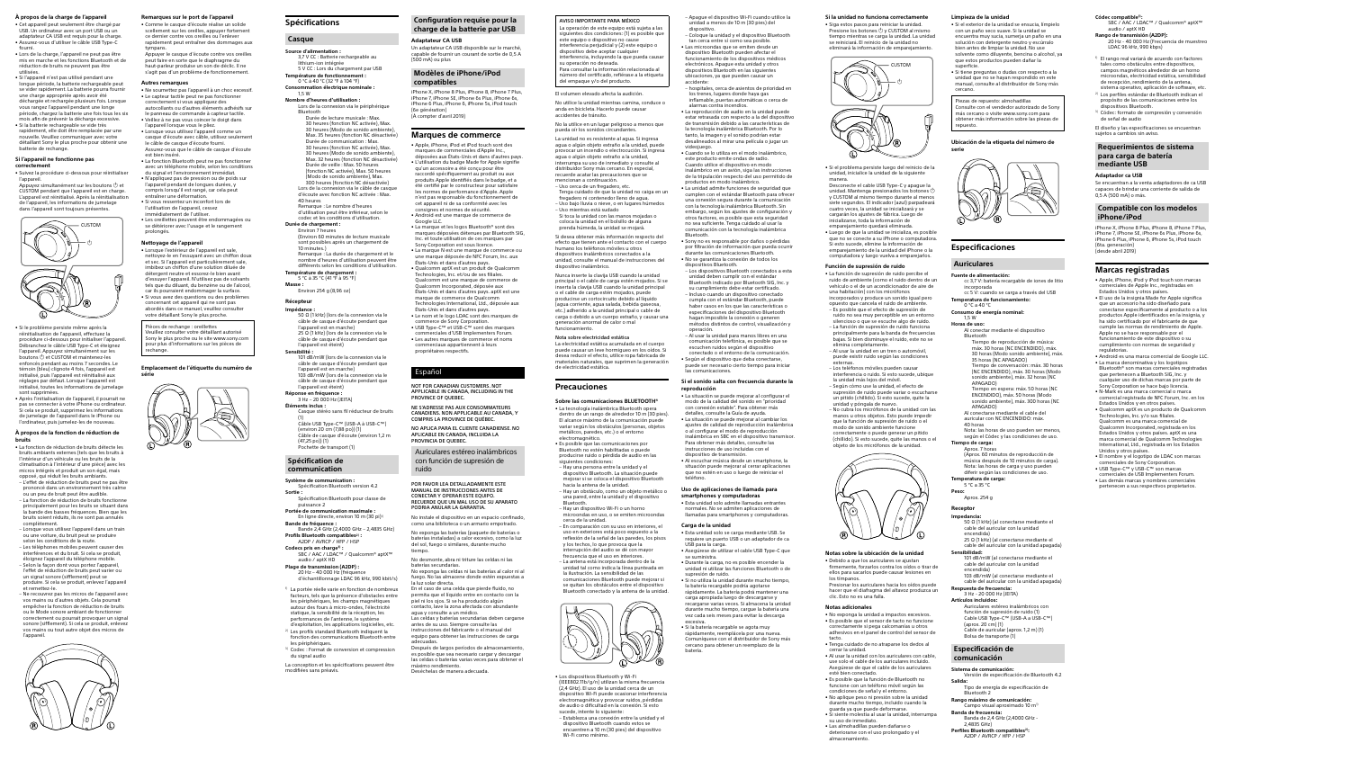## À propos de la charge de l'appareil

- Cet appareil peut seulement être chargé par USB. Un ordinateur avec un port USB ou un adaptateur CA USB est requis pour la charge.
- Assurez-vous d'utiliser le câble USB Type-C fourni.
- Lors de la charge, l'appareil ne peut pas être mis en marche et les fonctions Bluetooth et de réduction de bruits ne peuvent pas être utilisées.
- Si l'appareil n'est pas utilisé pendant une longue période, la batterie rechargeable peut se vider rapidement. La batterie pourra fournir une charge appropriée après avoir été déchargée et rechargée plusieurs fois. Lorsque vous rangez l'appareil pendant une longue période, chargez la batterie une fois tous les six mois afin de prévenir la décharge excessive.
- Si la batterie rechargeable se vide très rapidement, elle doit être remplacée par une nouvelle. Veuillez communiquer avec votre détaillant Sony le plus proche pour obtenir une batterie de rechange.

### Si l'appareil ne fonctionne pas correctement

- Suivez la procédure ci-dessous pour réinitialiser l'appareil.
  Appuyez simultanément sur les boutons ⏻ et CUSTOM pendant que l'appareil est en charge. L'appareil est réinitialisé. Après la réinitialisation de l'appareil, les informations de jumelage dans l'appareil sont toujours présentes.

CUSTOM

- Si le problème persiste même après la réinitialisation de l'appareil, effectuez la procédure ci-dessous pour initialiser l'appareil. Débranchez le câble USB Type-C et éteignez l'appareil. Appuyez simultanément sur les boutons ⏻ et CUSTOM et maintenez-les enfoncés pendant au moins 7 secondes. Le témoin (bleu) clignote 4 fois, l'appareil est initialisé, puis l'appareil est réinitialisé aux réglages par défaut. Lorsque l'appareil est initialisé, toutes les informations de jumelage sont supprimées.
- Après l'initialisation de l'appareil, il pourrait ne pas se connecter à votre iPhone ou ordinateur. Si cela se produit, supprimez les informations de jumelage de l'appareil dans le iPhone ou l'ordinateur, puis jumelez-les de nouveau.

### À propos de la fonction de réduction de bruits

- La fonction de réduction de bruits détecte les bruits ambiants externes (tels que les bruits à l'intérieur d'un véhicule ou les bruits de la climatisation à l'intérieur d'une pièce) avec les micros intégrés et produit un son égal, mais opposé, qui réduit les bruits ambiants.
  - L'effet de réduction de bruits peut ne pas être prononcé dans un environnement très calme ou un peu de bruit peut être audible.
  - La fonction de réduction de bruits fonctionne principalement pour les bruits se situant dans la bande des basses fréquences. Bien que les bruits soient réduits, ils ne sont pas annulés complètement.
  - Lorsque vous utilisez l'appareil dans un train ou une voiture, du bruit peut se produire selon les conditions de la route.
  - Les téléphones mobiles peuvent causer des interférences et du bruit. Si cela se produit, éloignez l'appareil du téléphone mobile.
  - Selon la façon dont vous portez l'appareil, l'effet de réduction de bruits peut varier ou un signal sonore (sifflement) peut se produire. Si cela se produit, enlevez l'appareil et remettez-le.
  - Ne recouvrez pas les micros de l'appareil avec vos mains ou d'autres objets. Cela pourrait empêcher la fonction de réduction de bruits ou le fidèle sonore ambiant de fonctionner correctement ou pourrait provoquer un signal sonore (sifflement). Si cela se produit, enlevez vos mains ou tout autre objet des micros de l'appareil.

### Remarques sur le port de l'appareil

- Comme le casque d'écoute réalise un scellé scellement sur les oreilles, appuyer fortement ce dernier contre vos oreilles ou l'enlever rapidement peut entraîner des dommages aux tympans.
  Appuyer le casque d'écoute contre vos oreilles peut faire en sorte que le diaphragme du haut-parleur produise un son de déclic. Il ne s'agit pas d'un problème de fonctionnement.

### Autres remarques

- Ne soumettez pas l'appareil à un choc excessif.
- Le capteur tactile peut ne pas fonctionner correctement si vous appliquez des autocollants ou d'autres éléments adhésifs sur le panneau de commande à capteur tactile.
- Veillez à ne pas vous coincer le doigt dans l'appareil lorsque vous le pliez.
- Lorsque vous utilisez l'appareil comme un casque d'écoute avec câble, utilisez seulement le câble de casque d'écoute fourni. Assurez-vous que la fiche du casque d'écoute est bien insérée.
- La fonction Bluetooth peut ne pas fonctionner avec un téléphone mobile, selon les conditions du signal et l'environnement immédiat.
- N'appliquez pas de pression sur de poids sur l'appareil pendant de longues durées, y compris lorsqu'il est rangé, car cela peut entraîner une déformation.
- Si vous rencontrez un inconfort lors de l'utilisation de l'appareil, cessez immédiatement de l'utiliser.
- Les coussinets peuvent être endommagés ou se détériorer avec l'usage et le rangement prolongés.

### Nettoyage de l'appareil

- Lorsque l'extérieur de l'appareil est sale, nettoyez-le en l'essuyant avec un chiffon doux et sec. Si l'appareil est particulièrement sale, imbibez un chiffon d'une solution diluée de détergent neutre et essorez-le bien avant d'essuyer l'appareil. N'utilisez pas de solvants tels que du diluant, du benzène ou de l'alcool, car ils pourraient endommager la surface.
- Si vous avez des questions ou des problèmes concernant cet appareil qui ne sont pas abordés dans ce manuel, veuillez consulter votre détaillant Sony le plus proche.

Pièces de rechange : coussinets
Veuillez consulter votre détaillant autorisé Sony le plus proche ou le site www.sony.com pour plus d'informations sur les pièces de rechange.

### Emplacement de l'étiquette du numéro de série

## Spécifications

### Casque

**Source d'alimentation :**
3,7 V CC : Batterie rechargeable au lithium-ion intégrée
5 V CC : Lors du chargement par USB

**Température de fonctionnement :**
0 °C à 40 °C (32 °F à 104 °F)

**Consommation électrique nominale :**
1,5 W

**Nombre d'heures d'utilisation :**
Lors de la connexion via le périphérique Bluetooth
Durée de lecture musicale : Max. 30 heures (fonction NC activée), Max. 30 heures (Mode du son ambiant), Max. 35 heures (fonction NC désactivée)
Durée de communication : Max. 30 heures (fonction NC activée), Max. 30 heures (Mode du son ambiant), Max. 32 heures (fonction NC désactivée)
Durée de veille : Max. 50 heures (fonction NC activée), Max. 50 heures (Mode du son ambiant), Max. 200 heures (fonction NC désactivée)
Lors de la connexion via le câble de casque d'écoute avec fonction NC activée : Max. 40 heures
Remarque : Le nombre d'heures d'utilisation peut être inférieur, selon le codec et les conditions d'utilisation.

**Durée de chargement :**
Environ 7 heures
(Environ 60 minutes de lecture musicale sont possibles après un chargement de 10 minutes.)
Remarque : La durée de chargement et le nombre d'heures d'utilisation peuvent être différents selon les conditions d'utilisation.

**Température de chargement :**
5 °C à 35 °C (41 °F à 95 °F)

**Masse :**
Environ 254 g (8,96 oz)

### Récepteur

**Impédance :**
50 Ω (1 kHz) (lors de la connexion via le câble de casque d'écoute pendant que l'appareil est en marche)
25 Ω (1 kHz) (lors de la connexion via le câble de casque d'écoute pendant que l'appareil est éteint)

**Sensibilité :**
101 dB/mW (lors de la connexion via le câble de casque d'écoute pendant que l'appareil est en marche)
103 dB/mW (lors de la connexion via le câble de casque d'écoute pendant que l'appareil est éteint)

**Réponse en fréquence :**
3 Hz – 20 000 Hz (JEITA)

**Éléments inclus :**
Casque stéréo sans fil réducteur de bruits (1)
Câble USB Type-C™ (USB-A à USB-C™) (environ 20 cm (7,88 po)) (1)
Câble de casque d'écoute (environ 1,2 m (47,25 po)) (1)
Pochette de transport (1)

### Spécification de communication

**Système de communication :**
Spécification Bluetooth version 4.2

**Sortie :**
Spécification Bluetooth pour classe de puissance 2

**Portée de communication maximale :**
En ligne directe, environ 10 m (30 pi)[1]

**Bande de fréquence :**
Bande 2,4 GHz (2,4000 GHz – 2,4835 GHz)

**Profils Bluetooth compatibles[2] :**
A2DP / AVRCP / HFP / HSP

**Codecs pris en charge[3] :**
SBC / AAC / LDAC™ / Qualcomm® aptX™ audio / aptX HD

**Plage de transmission (A2DP) :**
20 Hz – 40 000 Hz (fréquence d'échantillonnage LDAC 96 kHz, 990 kbit/s)

[1] La portée réelle varie en fonction de nombreux facteurs, tels que la présence d'obstacles entre les périphériques, les champs magnétiques autour des fours à micro-ondes, l'électricité statique, la sensibilité de la réception, les performances de l'antenne, le système d'exploitation, les applications logicielles, etc.

[2] Les profils standard Bluetooth indiquent la fonction des communications Bluetooth entre les périphériques.

[3] Codec : Format de conversion et compression du signal audio

La conception et les spécifications peuvent être modifiées sans préavis.

## Configuration requise pour la charge de la batterie par USB

### Adaptateur CA USB

Un adaptateur CA USB disponible sur le marché, capable de fournir un courant de sortie de 0,5 A (500 mA) ou plus

## Modèles de iPhone/iPod compatibles

iPhone X, iPhone 8 Plus, iPhone 8, iPhone 7 Plus, iPhone 7, iPhone SE, iPhone 6s Plus, iPhone 6s, iPhone 6 Plus, iPhone 6, iPhone 5s, iPod touch (6e génération)
(À compter d'avril 2019)

## Marques de commerce

- Apple, iPhone, iPod et iPod touch sont des marques de commerce d'Apple Inc., déposées aux États-Unis et dans d'autres pays.
- L'utilisation du badge Made for Apple signifie qu'un accessoire a été conçu pour être raccordé spécifiquement au produit ou aux produits Apple identifiés dans le badge, et a été certifié par le constructeur pour satisfaire les normes de performance d'Apple. Apple n'est pas responsable du fonctionnement de cet appareil ou de sa conformité avec les consignes et normes de sécurité.
- Android est une marque de commerce de Google LLC.
- La marque et les logos Bluetooth® sont des marques déposées détenues par Bluetooth SIG, Inc. et toute utilisation de ces marques par Sony Corporation est sous licence.
- La marque N est une marque de commerce ou une marque déposée de NFC Forum, Inc. aux États-Unis et dans d'autres pays.
- Qualcomm aptX est un produit de Qualcomm Technologies, Inc. et/ou de ses filiales. Qualcomm est une marque de commerce de Qualcomm Incorporated, déposée aux États-Unis et dans d'autres pays. aptX est une marque de commerce de Qualcomm Technologies International, Ltd., déposée aux États-Unis et dans d'autres pays.
- Le nom et le logo LDAC sont des marques de commerce de Sony Corporation.
- USB Type-C™ et USB-C™ sont des marques commerciales d'USB Implementers Forum.
- Les autres marques de commerce et noms commerciaux appartiennent à leurs propriétaires respectifs.

## Español

NOT FOR CANADIAN CUSTOMERS. NOT APPLICABLE IN CANADA, INCLUDING IN THE PROVINCE OF QUEBEC.

NE S'ADRESSE PAS AUX CONSOMMATEURS CANADIENS. NON APPLICABLE AU CANADA, Y COMPRIS LA PROVINCE DE QUÉBEC.

NO APLICA PARA EL CLIENTE CANADIENSE. NO APLICABLE EN CANADA, INCLUIDA LA PROVINCIA DE QUEBEC.

Auriculares estéreo inalámbricos con función de supresión de ruido

POR FAVOR LEA DETALLADAMENTE ESTE MANUAL DE INSTRUCCIONES ANTES DE CONECTAR Y OPERAR ESTE EQUIPO. RECUERDE QUE UN MAL USO DE SU APARATO PODRÍA ANULAR LA GARANTÍA.

No instale el dispositivo en un espacio confinado, como una biblioteca o un armario empotrado.

No exponga las baterías (paquete de baterías o baterías instaladas) a calor excesivo, como la luz del sol, fuego o similares, durante mucho tiempo.

No desmonte, abra ni triture las celdas ni las baterías secundarias.
No exponga las celdas ni las baterías al calor ni al fuego. No las almacene donde estén expuestas a la luz solar directa.
En el caso de una celda que pierda fluido, no permita que el líquido entre en contacto con la piel ni los ojos. Si se ha producido algún contacto, lave la zona afectada con abundante agua y consulte a un médico.
Las celdas y baterías secundarias deben cargarse antes de su uso. Siempre consulte las instrucciones del fabricante o el manual del equipo para obtener las instrucciones de carga adecuadas.
Después de largos periodos de almacenamiento, es posible que sea necesario cargar y descargar las celdas o baterías varias veces para obtener el máximo rendimiento.
Deséchelas de manera adecuada.

AVISO IMPORTANTE PARA MÉXICO
La operación de este equipo está sujeta a las siguientes dos condiciones: (1) es posible que este equipo o dispositivo no cause interferencia perjudicial y (2) este equipo o dispositivo debe aceptar cualquier interferencia, incluyendo la que pueda causar su operación no deseada.
Para consultar la información relacionada al número del certificado, refiérase a la etiqueta del empaque y/o del producto.

El volumen elevado afecta la audición.

No utilice la unidad mientras camina, conduce o anda en bicicleta. Hacerlo puede causar accidentes de tránsito.

No la utilice en un lugar peligroso a menos que pueda oír los sonidos circundantes.

La unidad no es resistente al agua. Si ingresa agua u algún objeto extraño a la unidad, puede provocar un incendio o electrocución. Si ingresa agua u algún objeto extraño a la unidad, interrumpa su uso de inmediato y consulte al distribuidor Sony más cercano. En especial, recuerde aplicar las precauciones que se mencionan a continuación.
- Uso cerca de un fregadero, etc.
  Tenga cuidado de que la unidad no caiga en un fregadero o contenedor lleno de agua.
- Uso bajo lluvia o nieve, o en lugares húmedos
- Uso mientras está sudado
  Si toca la unidad con las manos mojadas o coloca la unidad en el bolsillo de alguna prenda húmeda, la unidad se mojará.

Si desea obtener más información respecto del efecto que tienen este el contacto con el cuerpo humano los teléfonos móviles y otros dispositivos inalámbricos conectados a la unidad, consulte el manual de instrucciones del dispositivo inalámbrico.

Nunca inserte la clavija USB cuando la unidad principal o el cable de carga estén mojados. Si se inserta la clavija USB cuando la unidad principal o el cable de carga están mojados, puede producirse un cortocircuito debido al líquido (agua corriente, agua salada, bebida gaseosa, etc.) adherido a la unidad principal o cable de carga o debido a un cuerpo extraño, y causar una generación anormal de calor o mal funcionamiento.

**Nota sobre electricidad estática**
La electricidad estática acumulada en el cuerpo puede causar un leve hormigueo en los oídos. Si desea reducir el efecto, utilice ropa fabricada de materiales naturales, que suprimen la generación de electricidad estática.

## Precauciones

### Sobre las comunicaciones BLUETOOTH®

- La tecnología inalámbrica Bluetooth opera dentro de un rango de alrededor 10 m (30 pies). El alcance máximo de la comunicación puede variar según los obstáculos (personas, objetos metálicos, paredes, etc.) o el entorno electromagnético.
- Es posible que las comunicaciones por Bluetooth no estén habilitadas o puede producirse ruido o pérdida de audio en las siguientes condiciones:
  - Hay una persona entre la unidad y el dispositivo Bluetooth. La situación puede mejorar si se coloca el dispositivo Bluetooth hacia la antena de la unidad.
  - Hay un obstáculo, como un objeto metálico o una pared, entre la unidad y el dispositivo Bluetooth.
  - Hay un dispositivo Wi-Fi o un horno microondas en uso, o se emiten microondas cerca de la unidad.
  - En comparación con su uso en interiores, el uso en exteriores está poco expuesto a la reflexión de la señal de las paredes, los pisos y los techos, lo que provoca que la interrupción del audio se dé con mayor frecuencia que el uso en interiores.
  - La antena está incorporada dentro de la unidad tal como indica la línea punteada en la ilustración. La sensibilidad de las comunicaciones Bluetooth puede mejorar si se quitan los obstáculos entre el dispositivo Bluetooth conectado y la antena de la unidad.

- Los dispositivos Bluetooth y Wi-Fi (IEEE802.11b/g/n) utilizan la misma frecuencia (2,4 GHz). El uso de la unidad cerca de un dispositivo Wi-Fi puede ocasionar interferencia electromagnética y provocar ruidos, pérdidas de audio o dificultad en la conexión. Si esto sucede, intente lo siguiente:
  - Establezca una conexión entre la unidad y el dispositivo Bluetooth cuando estos se encuentren a 10 m (30 pies) del dispositivo Wi-Fi como mínimo.
  - Apague el dispositivo Wi-Fi cuando utilice la unidad a menos de 10 m (30 pies) del dispositivo.
  - Coloque la unidad y el dispositivo Bluetooth tan cerca entre sí como sea posible.
- Las microondas que se emiten desde un dispositivo Bluetooth pueden afectar el funcionamiento de los dispositivos médicos electrónicos. Apague esta unidad y otros dispositivos Bluetooth en las siguientes ubicaciones, ya que pueden causar un accidente:
  - hospitales, cerca de asientos de prioridad en los trenes, lugares donde haya gas inflamable, puertas automáticas o cerca de alarmas contra incendios.
- La reproducción de audio en la unidad puede estar retrasada con respecto a la del dispositivo de transmisión debido a las características de la tecnología inalámbrica Bluetooth. Por lo tanto, la imagen y el sonido podrían estar desalineados al mirar una película o jugar un videojuego.
- Cuando se lo utiliza en el modo inalámbrico, este producto emite ondas de radio. Cuando utilice el dispositivo en modo inalámbrico en un avión, siga las instrucciones de la tripulación respecto del uso permitido de productos en modo inalámbrico.
- La unidad admite funciones de seguridad que cumplen con el estándar Bluetooth para ofrecer una conexión segura durante la comunicación con la tecnología inalámbrica Bluetooth. Sin embargo, según los ajustes de configuración y otros factores, es posible que esta seguridad no sea suficiente. Tenga cuidado al usar la comunicación con la tecnología inalámbrica Bluetooth.
- Sony no es responsable por daños o pérdidas por filtración de información que pueda ocurrir durante las comunicaciones Bluetooth.
- No se garantiza la conexión de todos los dispositivos Bluetooth.
  - Los dispositivos Bluetooth conectados a esta unidad deben cumplir con el estándar Bluetooth indicado por Bluetooth SIG, Inc. y su cumplimiento debe estar certificado.
  - Incluso cuando un dispositivo conectado cumpla con el estándar Bluetooth, puede haber casos en los que las características o especificaciones del dispositivo Bluetooth hagan imposible la conexión o generen métodos distintos de control, visualización y operación.
  - Al usar la unidad para manos libres en una comunicación telefónica, es posible que se escuchen ruidos según el dispositivo conectado o el entorno de la comunicación.
- Según el dispositivo que deba conectarse, puede ser necesario cierto tiempo para iniciar las comunicaciones.

### Si la unidad no funciona correctamente

- Siga estos pasos para reiniciar la unidad.
  Presione los botones ⏻ y CUSTOM al mismo tiempo mientras se carga la unidad. La unidad se reiniciará. El reinicio de la unidad no eliminará la información de emparejamiento.

CUSTOM

- Si el problema persiste luego del reinicio de la unidad, inicialice la unidad de la siguiente manera.
  Desconecte el cable USB Type-C y apague la unidad. Mantenga presionados los botones ⏻ y CUSTOM al mismo tiempo durante al menos siete segundos. El indicador (azul) parpadeará cuatro veces, la unidad se inicializará y se cargarán los ajustes de fábrica. Luego de inicializarse, toda la información de emparejamiento quedará eliminada.
- Luego de que la unidad se inicialice, es posible que no se conecte a su iPhone o computadora. Si esto sucede, elimine la información de emparejamiento de la unidad del iPhone o la computadora y luego vuelva a emparejarlos.

### Función de supresión de ruido

- La función de supresión de ruido percibe el ruido de ambiente (como el ruido dentro de un vehículo o el de un acondicionador de aire de una habitación) con los micrófonos incorporados y produce un sonido igual pero opuesto que cancela el ruido de ambiente.
  - Es posible que el efecto de supresión de ruido no sea muy perceptible en un entorno silencioso o que se escuche algo de ruido.
  - La función de supresión de ruido funciona principalmente para la banda de frecuencias bajas. Si bien disminuye el ruido, este no se elimina completamente.
  - Al usar la unidad en un tren o automóvil, puede existir ruido según las condiciones externas.
  - Los teléfonos móviles pueden causar interferencia o ruido. Si esto sucede, ubique la unidad más lejos del móvil.
  - Según cómo use la unidad, el efecto de supresión de ruido puede variar o escucharse un pitido (chillido). Si esto sucede, quite la unidad y póngala de nuevo.
  - No cubra los micrófonos de la unidad con las manos u otros objetos. Esto puede impedir que la función de supresión de ruido o el modo de sonido ambiente funcionen correctamente o puede generar un pitido (chillido). Si esto sucede, quite las manos o el objeto de los micrófonos de la unidad.

### Notas sobre la ubicación de la unidad

- Debido a que los auriculares se ajustan firmemente, forzarlos contra los oídos o tirar de ellos para sacarlos puede causar lesiones en los tímpanos.
  Presionar los auriculares hacia los oídos puede hacer que el diafragma del altavoz produzca un clic. Esto no es una falla.

### Notas adicionales

- No exponga la unidad a impactos excesivos.
- Es posible que el sensor de tacto no funcione correctamente si pega calcomanías u otros adhesivos en el panel de control del sensor de tacto.
- Tenga cuidado de no atraparse los dedos al cerrar la unidad.
- Al usar la unidad con los auriculares con cable, use solo el cable de los auriculares incluido. Asegúrese de que el cable de los auriculares esté bien conectado.
- Es posible que la función de Bluetooth no funcione con un teléfono móvil según las condiciones de señal y el entorno.
- No aplique peso ni presión sobre la unidad durante mucho tiempo, incluido cuando la guarda ya que puede deformarse.
- Si siente molestia al usar la unidad, interrumpa su uso de inmediato.
- Las almohadillas pueden dañarse o deteriorarse con el uso prolongado y el almacenamiento.

### Uso de aplicaciones de llamada para smartphones y computadoras

- Esta unidad solo admite llamadas entrantes normales. No se admiten aplicaciones de llamadas para smartphones y computadoras.

### Carga de la unidad

- Esta unidad solo se carga mediante USB. Se requiere un puerto USB o un adaptador de ca USB para la carga.
- Asegúrese de utilizar el cable USB Type-C que se suministra.
- Durante la carga, no es posible encender la unidad ni utilizar las funciones Bluetooth o de supresión de ruido.
- Si no utiliza la unidad durante mucho tiempo, la batería recargable podría agotarse rápidamente. La batería podrá mantener una carga apropiada luego de descargarse y recargarse varias veces. Si almacena la unidad durante mucho tiempo, cargue la batería una vez cada seis meses para evitar la descarga excesiva.
- Si la batería recargable se agota muy rápidamente, reemplácela por una nueva. Comuníquese con el distribuidor de Sony más cercano para obtener un reemplazo de la batería.

### Limpieza de la unidad

- Si el exterior de la unidad se ensucia, límpielo con un paño seco suave. Si la unidad se encuentra muy sucia, sumerja un paño en una solución con detergente neutro y escúrralo bien antes de limpiar la unidad. No use solvente como diluyente, bencina o alcohol, ya que estos productos pueden dañar la superficie.
- Si tiene preguntas o dudas con respecto a la unidad que no se hayan respondido en este manual, consulte al distribuidor de Sony más cercano.

Piezas de repuesto: almohadillas
Consulte con el vendedor autorizado de Sony más cercano o visite www.sony.com para obtener más información sobre las piezas de repuesto.

### Ubicación de la etiqueta del número de serie

**Códec compatible[3]:**
SBC / AAC / LDAC™ / Qualcomm® aptX™ audio / aptX HD

**Rango de transmisión (A2DP):**
20 Hz - 40 000 Hz (Frecuencia de muestreo LDAC 96 kHz, 990 kbps)

[1] El rango real variará de acuerdo con factores tales como obstáculos entre dispositivos, campos magnéticos alrededor de un horno microondas, electricidad estática, sensibilidad de recepción, rendimiento de la antena, sistema operativo, aplicación de software, etc.

[2] Los perfiles estándar de Bluetooth indican el propósito de las comunicaciones entre los dispositivos Bluetooth.

[3] Códec: formato de compresión y conversión de señal de audio

El diseño y las especificaciones se encuentran sujetos a cambios sin aviso.

## Requerimientos de sistema para carga de batería mediante USB

### Adaptador ca USB

Se encuentran a la venta adaptadores de ca USB capaces de brindar una corriente de salida de 0,5 A (500 mA) o más.

## Compatible con los modelos iPhone/iPod

iPhone X, iPhone 8 Plus, iPhone 8, iPhone 7 Plus, iPhone 7, iPhone SE, iPhone 6s Plus, iPhone 6s, iPhone 6 Plus, iPhone 6, iPhone 5s, iPod touch (6ta. generación)
(desde abril 2019)

## Marcas registradas

- Apple, iPhone, iPod y iPod touch son marcas comerciales de Apple Inc., registradas en Estados Unidos y otros países.
- El uso de la insignia Made for Apple significa que un accesorio ha sido diseñado para conectarse específicamente al producto o a los productos Apple identificados en la insignia, y ha sido certificado por el fabricante de que cumple las normas de rendimiento de Apple. Apple no se hace responsable por el funcionamiento de este dispositivo o su cumplimiento con normas de seguridad y regulatorias.
- Android es una marca comercial de Google LLC.
- La marca denominativa y los logotipos Bluetooth® son marcas comerciales registradas que pertenecen a Bluetooth SIG, Inc. y cualquier uso de dichas marcas por parte de Sony Corporation se hace bajo licencia.
- N-Mark es una marca comercial o marca comercial registrada de NFC Forum, Inc. en los Estados Unidos y en otros países.
- Qualcomm aptX es un producto de Qualcomm Technologies, Inc. y/o sus filiales. Qualcomm es una marca comercial de Qualcomm Incorporated, registrada en los Estados Unidos y otros países. aptX es una marca comercial de Qualcomm Technologies International, Ltd., registrada en los Estados Unidos y otros países.
- El nombre y el logotipo de LDAC son marcas comerciales de Sony Corporation.
- USB Type-C™ y USB-C™ son marcas comerciales de USB Implementers Forum.
- Las demás marcas y nombres comerciales pertenecen a sus respectivos propietarios.

## Especificaciones

### Auriculares

**Fuente de alimentación:**
cc 3,7 V: batería recargable de iones de litio incorporada
cc 5 V: cuando se carga a través del USB

**Temperatura de funcionamiento:**
0 °C a 40 °C

**Consumo de energía nominal:**
1,5 W

**Horas de uso:**
Al conectar mediante el dispositivo Bluetooth
Tiempo de reproducción de música: máx. 30 horas (NC ENCENDIDO), máx. 30 horas (Modo sonido ambiente), máx. 35 horas (NC APAGADO)
Tiempo de conversación: máx. 30 horas (NC ENCENDIDO), máx. 30 horas (Modo sonido ambiente), máx. 32 horas (NC APAGADO)
Tiempo en espera: máx. 50 horas (NC ENCENDIDO), máx. 50 horas (Modo sonido ambiente), máx. 200 horas (NC APAGADO)
Al conectarse mediante el cable del auricular con NC ENCENDIDO: máx. 40 horas
Nota: las horas de uso pueden ser menos, según el Códec y las condiciones de uso.

**Tiempo de carga:**
Aprox. 7 horas
(Aprox. 60 minutos de reproducción de música después de 10 minutos de carga).
Nota: las horas de carga y uso pueden diferir según las condiciones de uso.

**Temperatura de carga:**
5 °C a 35 °C

**Peso:**
Aprox. 254 g

### Receptor

**Impedancia:**
50 Ω (1 kHz) (al conectarse mediante el cable del auricular con la unidad encendida)
25 Ω (1 kHz) (al conectarse mediante el cable del auricular con la unidad apagada)

**Sensibilidad:**
101 dB/mW (al conectarse mediante el cable del auricular con la unidad encendida)
103 dB/mW (al conectarse mediante el cable del auricular con la unidad apagada)

**Respuesta de frecuencia:**
3 Hz - 20 000 Hz (JEITA)

**Artículos incluidos:**
Auriculares estéreo inalámbricos con función de supresión de ruido (1)
Cable USB Type-C™ (USB-A a USB-C™) (aprox. 20 cm) (1)
Cable de auricular (aprox. 1,2 m) (1)
Bolsa de transporte (1)

### Especificación de comunicación

**Sistema de comunicación:**
Versión de especificación de Bluetooth 4.2

**Salida:**
Tipo de energía de especificación de Bluetooth 2

**Rango máximo de comunicación:**
Campo visual aproximado 10 m[1]

**Banda de frecuencia:**
Banda de 2,4 GHz (2,4000 GHz - 2,4835 GHz)

**Perfiles Bluetooth compatibles[2]:**
A2DP / AVRCP / HFP / HSP